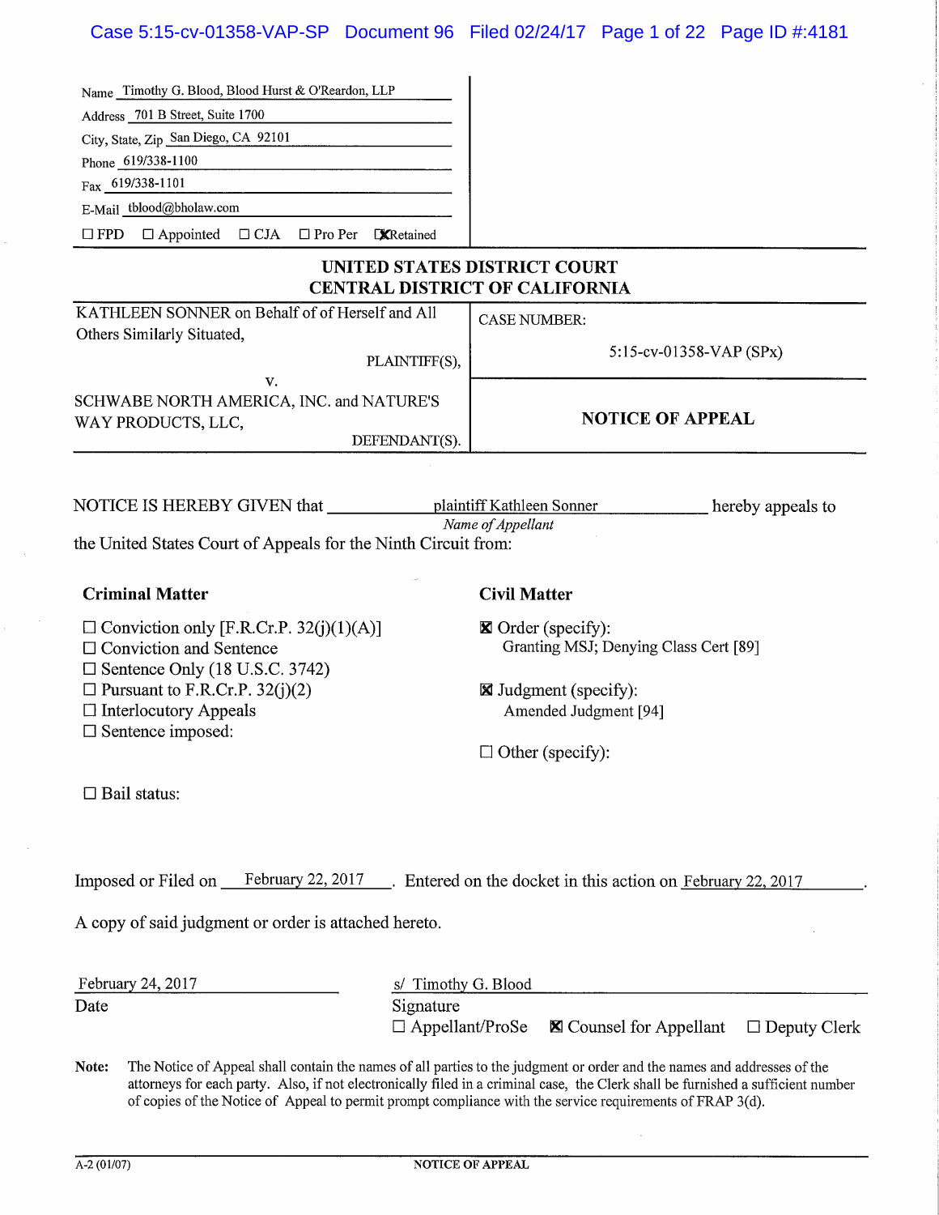Name Timothy G. Blood, Blood Hurst & O'Reardon, LLP
Address 701 B Street, Suite 1700
City, State, Zip San Diego, CA 92101
Phone 619/338-1100
Fax 619/338-1101
E-Mail tblood@bholaw.com

☐ FPD ☐ Appointed ☐ CJA ☐ Pro Per ☒ Retained

## UNITED STATES DISTRICT COURT
## CENTRAL DISTRICT OF CALIFORNIA

| | |
|---|---|
| KATHLEEN SONNER on Behalf of of Herself and All Others Similarly Situated, PLAINTIFF(S), v. SCHWABE NORTH AMERICA, INC. and NATURE'S WAY PRODUCTS, LLC, DEFENDANT(S). | CASE NUMBER: 5:15-cv-01358-VAP (SPx) **NOTICE OF APPEAL** |

NOTICE IS HEREBY GIVEN that plaintiff Kathleen Sonner *(Name of Appellant)* hereby appeals to the United States Court of Appeals for the Ninth Circuit from:

**Criminal Matter**

☐ Conviction only [F.R.Cr.P. 32(j)(1)(A)]
☐ Conviction and Sentence
☐ Sentence Only (18 U.S.C. 3742)
☐ Pursuant to F.R.Cr.P. 32(j)(2)
☐ Interlocutory Appeals
☐ Sentence imposed:

☐ Bail status:

**Civil Matter**

☒ Order (specify):
Granting MSJ; Denying Class Cert [89]

☒ Judgment (specify):
Amended Judgment [94]

☐ Other (specify):

Imposed or Filed on February 22, 2017. Entered on the docket in this action on February 22, 2017.

A copy of said judgment or order is attached hereto.

February 24, 2017
Date

s/ Timothy G. Blood
Signature
☐ Appellant/ProSe ☒ Counsel for Appellant ☐ Deputy Clerk

**Note:** The Notice of Appeal shall contain the names of all parties to the judgment or order and the names and addresses of the attorneys for each party. Also, if not electronically filed in a criminal case, the Clerk shall be furnished a sufficient number of copies of the Notice of Appeal to permit prompt compliance with the service requirements of FRAP 3(d).

A-2 (01/07) NOTICE OF APPEAL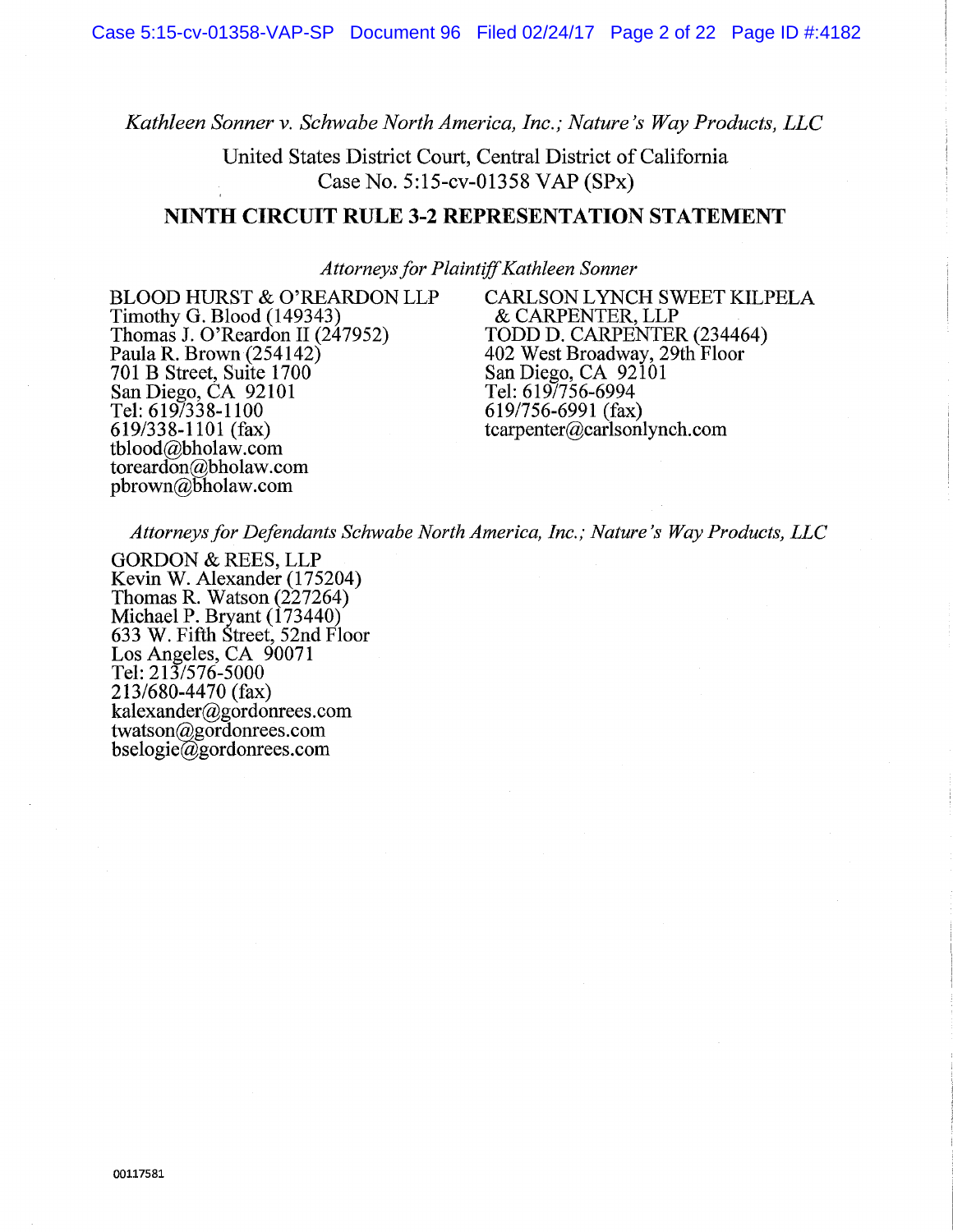*Kathleen Sonner v. Schwabe North America, Inc.; Nature's Way Products, LLC*

United States District Court, Central District of California
Case No. 5:15-cv-01358 VAP (SPx)

## NINTH CIRCUIT RULE 3-2 REPRESENTATION STATEMENT

*Attorneys for Plaintiff Kathleen Sonner*

BLOOD HURST & O'REARDON LLP
Timothy G. Blood (149343)
Thomas J. O'Reardon II (247952)
Paula R. Brown (254142)
701 B Street, Suite 1700
San Diego, CA 92101
Tel: 619/338-1100
619/338-1101 (fax)
tblood@bholaw.com
toreardon@bholaw.com
pbrown@bholaw.com

CARLSON LYNCH SWEET KILPELA & CARPENTER, LLP
TODD D. CARPENTER (234464)
402 West Broadway, 29th Floor
San Diego, CA 92101
Tel: 619/756-6994
619/756-6991 (fax)
tcarpenter@carlsonlynch.com

*Attorneys for Defendants Schwabe North America, Inc.; Nature's Way Products, LLC*

GORDON & REES, LLP
Kevin W. Alexander (175204)
Thomas R. Watson (227264)
Michael P. Bryant (173440)
633 W. Fifth Street, 52nd Floor
Los Angeles, CA 90071
Tel: 213/576-5000
213/680-4470 (fax)
kalexander@gordonrees.com
twatson@gordonrees.com
bselogie@gordonrees.com

00117581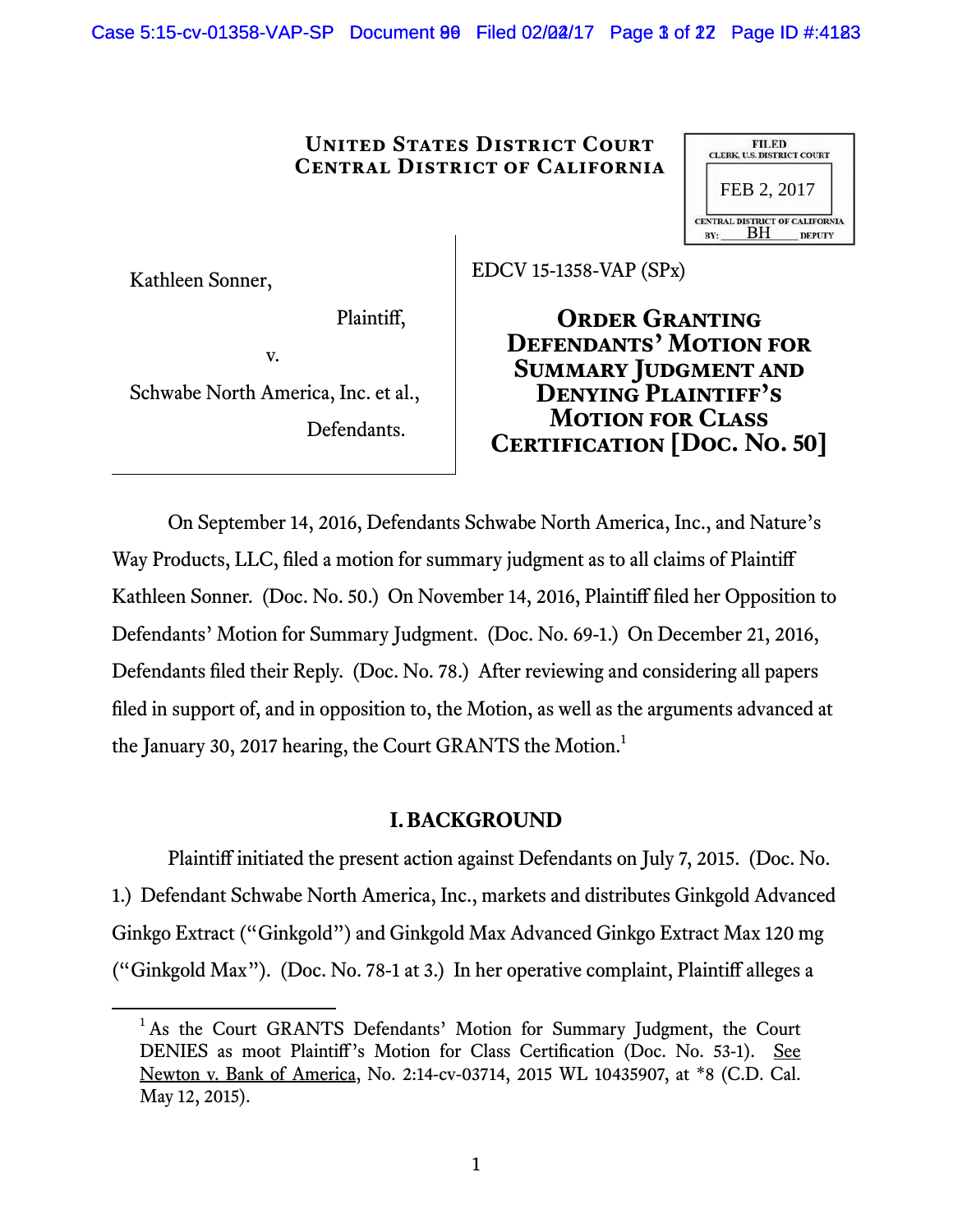# United States District Court
# Central District of California

FILED
CLERK, U.S. DISTRICT COURT
FEB 2, 2017
CENTRAL DISTRICT OF CALIFORNIA
BY: BH DEPUTY

| | |
|---|---|
| Kathleen Sonner,<br><br>Plaintiff,<br><br>v.<br><br>Schwabe North America, Inc. et al.,<br><br>Defendants. | EDCV 15-1358-VAP (SPx)<br><br>**Order Granting Defendants' Motion for Summary Judgment and Denying Plaintiff's Motion for Class Certification [Doc. No. 50]** |

On September 14, 2016, Defendants Schwabe North America, Inc., and Nature's Way Products, LLC, filed a motion for summary judgment as to all claims of Plaintiff Kathleen Sonner. (Doc. No. 50.) On November 14, 2016, Plaintiff filed her Opposition to Defendants' Motion for Summary Judgment. (Doc. No. 69-1.) On December 21, 2016, Defendants filed their Reply. (Doc. No. 78.) After reviewing and considering all papers filed in support of, and in opposition to, the Motion, as well as the arguments advanced at the January 30, 2017 hearing, the Court GRANTS the Motion.[1]

## I. BACKGROUND

Plaintiff initiated the present action against Defendants on July 7, 2015. (Doc. No. 1.) Defendant Schwabe North America, Inc., markets and distributes Ginkgold Advanced Ginkgo Extract ("Ginkgold") and Ginkgold Max Advanced Ginkgo Extract Max 120 mg ("Ginkgold Max"). (Doc. No. 78-1 at 3.) In her operative complaint, Plaintiff alleges a

[1] As the Court GRANTS Defendants' Motion for Summary Judgment, the Court DENIES as moot Plaintiff's Motion for Class Certification (Doc. No. 53-1). See Newton v. Bank of America, No. 2:14-cv-03714, 2015 WL 10435907, at *8 (C.D. Cal. May 12, 2015).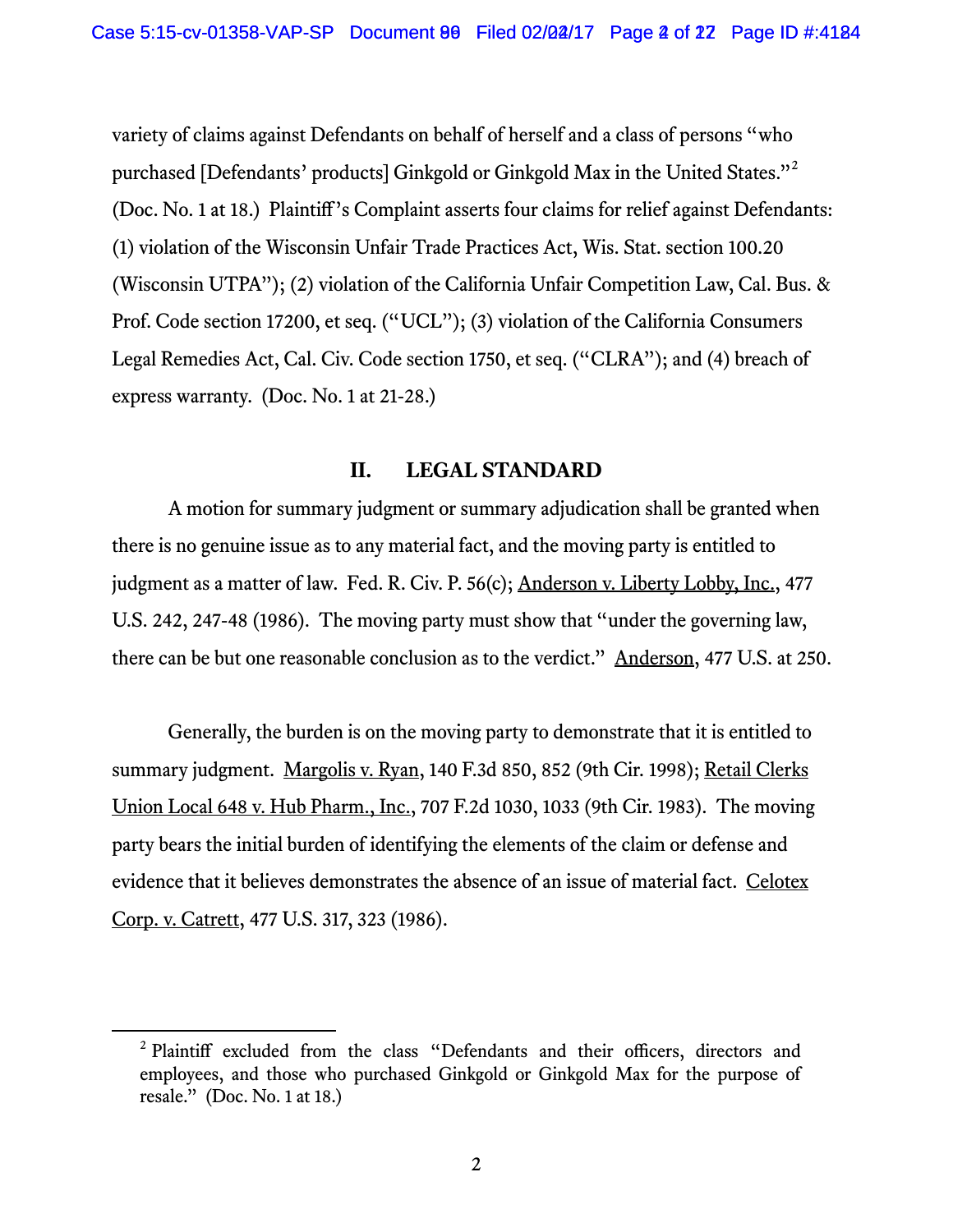variety of claims against Defendants on behalf of herself and a class of persons "who purchased [Defendants' products] Ginkgold or Ginkgold Max in the United States."[2] (Doc. No. 1 at 18.) Plaintiff's Complaint asserts four claims for relief against Defendants: (1) violation of the Wisconsin Unfair Trade Practices Act, Wis. Stat. section 100.20 (Wisconsin UTPA"); (2) violation of the California Unfair Competition Law, Cal. Bus. & Prof. Code section 17200, et seq. ("UCL"); (3) violation of the California Consumers Legal Remedies Act, Cal. Civ. Code section 1750, et seq. ("CLRA"); and (4) breach of express warranty. (Doc. No. 1 at 21-28.)

## II. LEGAL STANDARD

A motion for summary judgment or summary adjudication shall be granted when there is no genuine issue as to any material fact, and the moving party is entitled to judgment as a matter of law. Fed. R. Civ. P. 56(c); Anderson v. Liberty Lobby, Inc., 477 U.S. 242, 247-48 (1986). The moving party must show that "under the governing law, there can be but one reasonable conclusion as to the verdict." Anderson, 477 U.S. at 250.

Generally, the burden is on the moving party to demonstrate that it is entitled to summary judgment. Margolis v. Ryan, 140 F.3d 850, 852 (9th Cir. 1998); Retail Clerks Union Local 648 v. Hub Pharm., Inc., 707 F.2d 1030, 1033 (9th Cir. 1983). The moving party bears the initial burden of identifying the elements of the claim or defense and evidence that it believes demonstrates the absence of an issue of material fact. Celotex Corp. v. Catrett, 477 U.S. 317, 323 (1986).

---

[2] Plaintiff excluded from the class "Defendants and their officers, directors and employees, and those who purchased Ginkgold or Ginkgold Max for the purpose of resale." (Doc. No. 1 at 18.)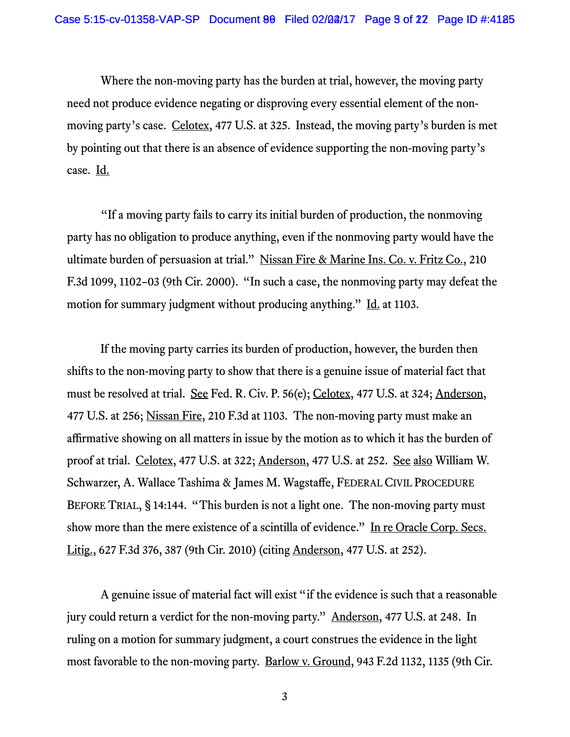Where the non-moving party has the burden at trial, however, the moving party need not produce evidence negating or disproving every essential element of the non-moving party's case. Celotex, 477 U.S. at 325. Instead, the moving party's burden is met by pointing out that there is an absence of evidence supporting the non-moving party's case. Id.

"If a moving party fails to carry its initial burden of production, the nonmoving party has no obligation to produce anything, even if the nonmoving party would have the ultimate burden of persuasion at trial." Nissan Fire & Marine Ins. Co. v. Fritz Co., 210 F.3d 1099, 1102–03 (9th Cir. 2000). "In such a case, the nonmoving party may defeat the motion for summary judgment without producing anything." Id. at 1103.

If the moving party carries its burden of production, however, the burden then shifts to the non-moving party to show that there is a genuine issue of material fact that must be resolved at trial. See Fed. R. Civ. P. 56(e); Celotex, 477 U.S. at 324; Anderson, 477 U.S. at 256; Nissan Fire, 210 F.3d at 1103. The non-moving party must make an affirmative showing on all matters in issue by the motion as to which it has the burden of proof at trial. Celotex, 477 U.S. at 322; Anderson, 477 U.S. at 252. See also William W. Schwarzer, A. Wallace Tashima & James M. Wagstaffe, FEDERAL CIVIL PROCEDURE BEFORE TRIAL, § 14:144. "This burden is not a light one. The non-moving party must show more than the mere existence of a scintilla of evidence." In re Oracle Corp. Secs. Litig., 627 F.3d 376, 387 (9th Cir. 2010) (citing Anderson, 477 U.S. at 252).

A genuine issue of material fact will exist "if the evidence is such that a reasonable jury could return a verdict for the non-moving party." Anderson, 477 U.S. at 248. In ruling on a motion for summary judgment, a court construes the evidence in the light most favorable to the non-moving party. Barlow v. Ground, 943 F.2d 1132, 1135 (9th Cir.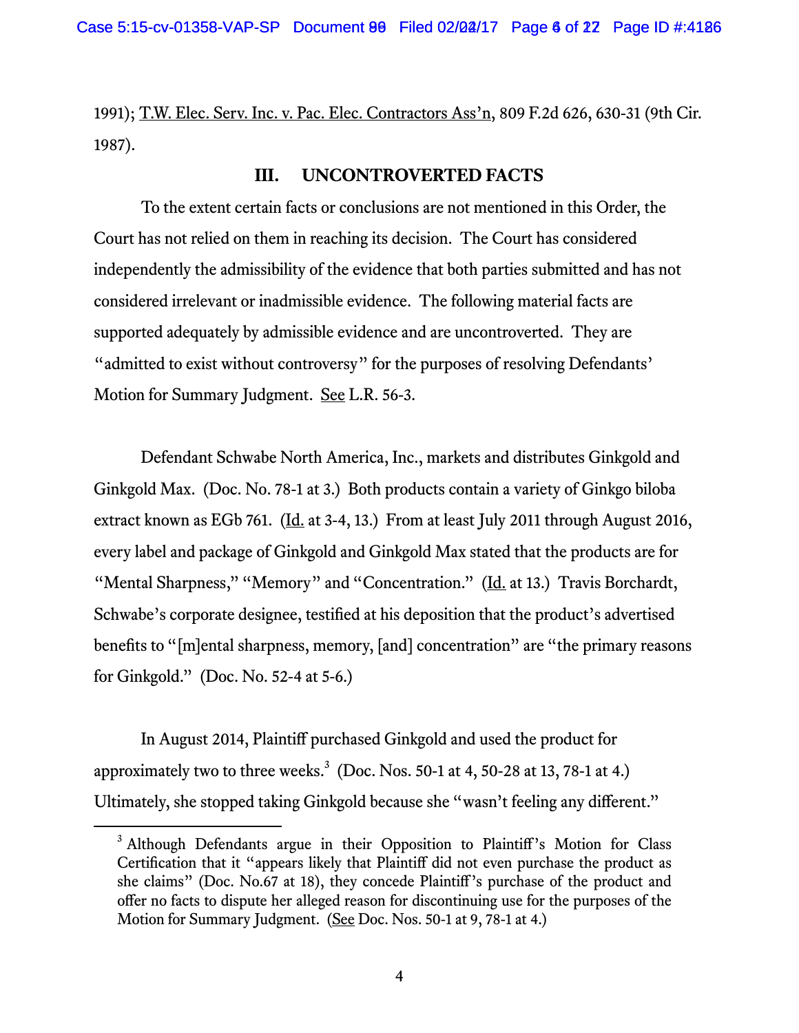1991); T.W. Elec. Serv. Inc. v. Pac. Elec. Contractors Ass'n, 809 F.2d 626, 630-31 (9th Cir. 1987).

## III. UNCONTROVERTED FACTS

To the extent certain facts or conclusions are not mentioned in this Order, the Court has not relied on them in reaching its decision. The Court has considered independently the admissibility of the evidence that both parties submitted and has not considered irrelevant or inadmissible evidence. The following material facts are supported adequately by admissible evidence and are uncontroverted. They are "admitted to exist without controversy" for the purposes of resolving Defendants' Motion for Summary Judgment. See L.R. 56-3.

Defendant Schwabe North America, Inc., markets and distributes Ginkgold and Ginkgold Max. (Doc. No. 78-1 at 3.) Both products contain a variety of Ginkgo biloba extract known as EGb 761. (Id. at 3-4, 13.) From at least July 2011 through August 2016, every label and package of Ginkgold and Ginkgold Max stated that the products are for "Mental Sharpness," "Memory" and "Concentration." (Id. at 13.) Travis Borchardt, Schwabe's corporate designee, testified at his deposition that the product's advertised benefits to "[m]ental sharpness, memory, [and] concentration" are "the primary reasons for Ginkgold." (Doc. No. 52-4 at 5-6.)

In August 2014, Plaintiff purchased Ginkgold and used the product for approximately two to three weeks.[3] (Doc. Nos. 50-1 at 4, 50-28 at 13, 78-1 at 4.) Ultimately, she stopped taking Ginkgold because she "wasn't feeling any different."

[3] Although Defendants argue in their Opposition to Plaintiff's Motion for Class Certification that it "appears likely that Plaintiff did not even purchase the product as she claims" (Doc. No.67 at 18), they concede Plaintiff's purchase of the product and offer no facts to dispute her alleged reason for discontinuing use for the purposes of the Motion for Summary Judgment. (See Doc. Nos. 50-1 at 9, 78-1 at 4.)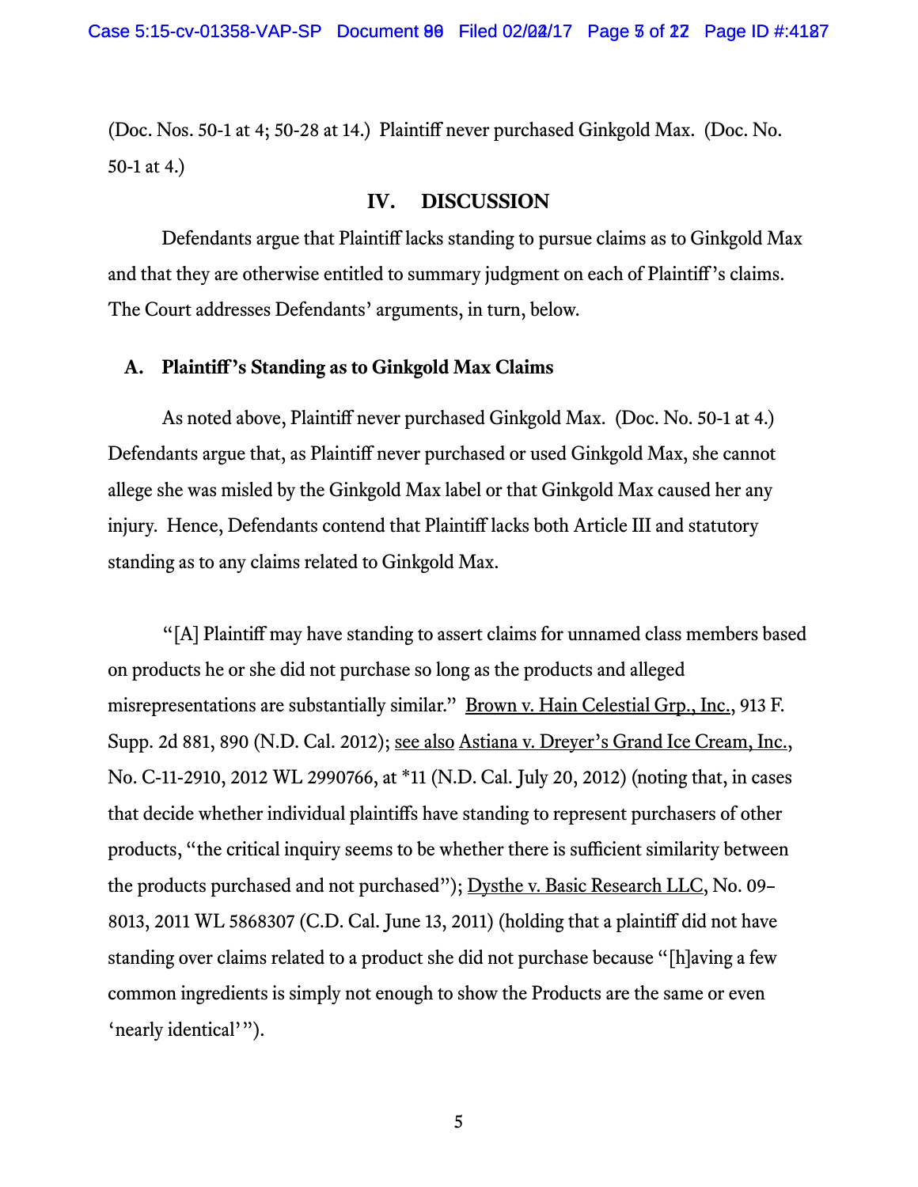(Doc. Nos. 50-1 at 4; 50-28 at 14.) Plaintiff never purchased Ginkgold Max. (Doc. No. 50-1 at 4.)

## IV. DISCUSSION

Defendants argue that Plaintiff lacks standing to pursue claims as to Ginkgold Max and that they are otherwise entitled to summary judgment on each of Plaintiff's claims. The Court addresses Defendants' arguments, in turn, below.

### A. Plaintiff's Standing as to Ginkgold Max Claims

As noted above, Plaintiff never purchased Ginkgold Max. (Doc. No. 50-1 at 4.) Defendants argue that, as Plaintiff never purchased or used Ginkgold Max, she cannot allege she was misled by the Ginkgold Max label or that Ginkgold Max caused her any injury. Hence, Defendants contend that Plaintiff lacks both Article III and statutory standing as to any claims related to Ginkgold Max.

"[A] Plaintiff may have standing to assert claims for unnamed class members based on products he or she did not purchase so long as the products and alleged misrepresentations are substantially similar." Brown v. Hain Celestial Grp., Inc., 913 F. Supp. 2d 881, 890 (N.D. Cal. 2012); see also Astiana v. Dreyer's Grand Ice Cream, Inc., No. C-11-2910, 2012 WL 2990766, at *11 (N.D. Cal. July 20, 2012) (noting that, in cases that decide whether individual plaintiffs have standing to represent purchasers of other products, "the critical inquiry seems to be whether there is sufficient similarity between the products purchased and not purchased"); Dysthe v. Basic Research LLC, No. 09–8013, 2011 WL 5868307 (C.D. Cal. June 13, 2011) (holding that a plaintiff did not have standing over claims related to a product she did not purchase because "[h]aving a few common ingredients is simply not enough to show the Products are the same or even 'nearly identical'").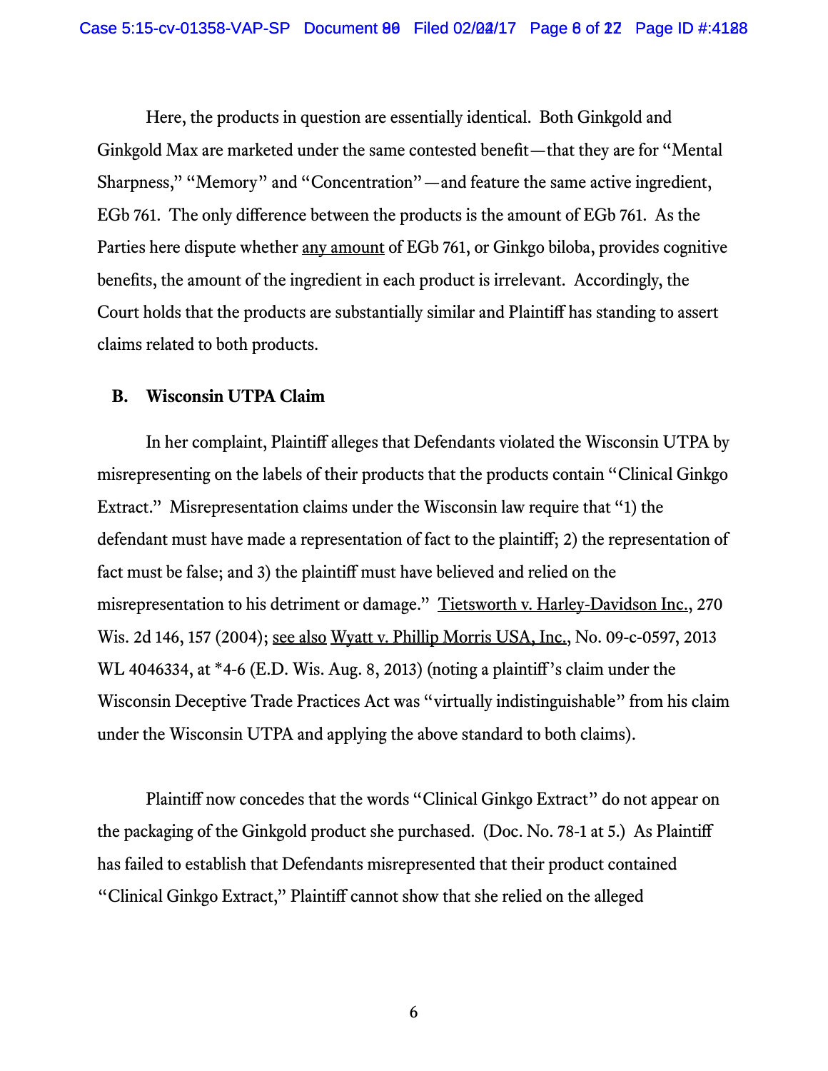Here, the products in question are essentially identical. Both Ginkgold and Ginkgold Max are marketed under the same contested benefit—that they are for "Mental Sharpness," "Memory" and "Concentration"—and feature the same active ingredient, EGb 761. The only difference between the products is the amount of EGb 761. As the Parties here dispute whether any amount of EGb 761, or Ginkgo biloba, provides cognitive benefits, the amount of the ingredient in each product is irrelevant. Accordingly, the Court holds that the products are substantially similar and Plaintiff has standing to assert claims related to both products.

### B. Wisconsin UTPA Claim

In her complaint, Plaintiff alleges that Defendants violated the Wisconsin UTPA by misrepresenting on the labels of their products that the products contain "Clinical Ginkgo Extract." Misrepresentation claims under the Wisconsin law require that "1) the defendant must have made a representation of fact to the plaintiff; 2) the representation of fact must be false; and 3) the plaintiff must have believed and relied on the misrepresentation to his detriment or damage." Tietsworth v. Harley-Davidson Inc., 270 Wis. 2d 146, 157 (2004); see also Wyatt v. Phillip Morris USA, Inc., No. 09-c-0597, 2013 WL 4046334, at *4-6 (E.D. Wis. Aug. 8, 2013) (noting a plaintiff's claim under the Wisconsin Deceptive Trade Practices Act was "virtually indistinguishable" from his claim under the Wisconsin UTPA and applying the above standard to both claims).

Plaintiff now concedes that the words "Clinical Ginkgo Extract" do not appear on the packaging of the Ginkgold product she purchased. (Doc. No. 78-1 at 5.) As Plaintiff has failed to establish that Defendants misrepresented that their product contained "Clinical Ginkgo Extract," Plaintiff cannot show that she relied on the alleged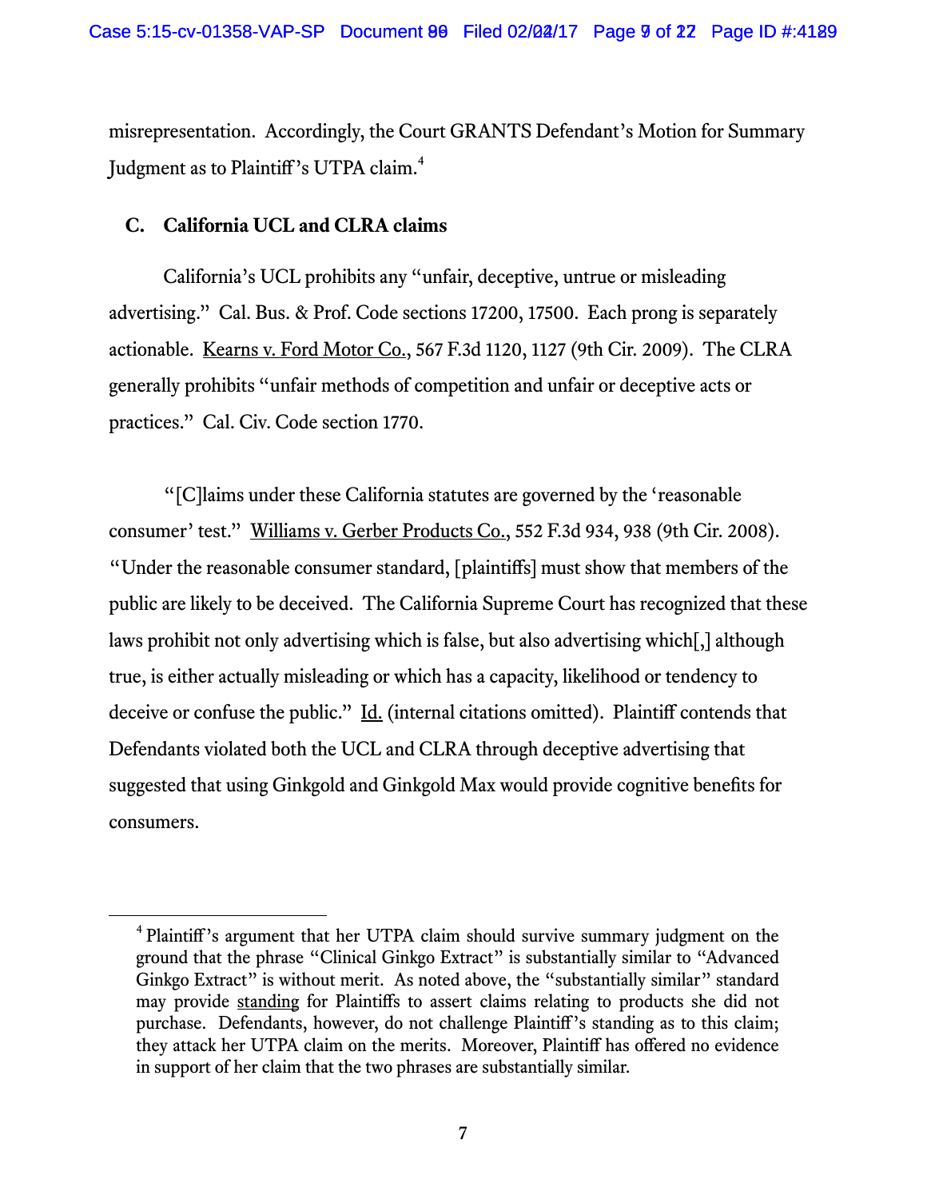misrepresentation. Accordingly, the Court GRANTS Defendant's Motion for Summary Judgment as to Plaintiff's UTPA claim.[4]

### C. California UCL and CLRA claims

California's UCL prohibits any "unfair, deceptive, untrue or misleading advertising." Cal. Bus. & Prof. Code sections 17200, 17500. Each prong is separately actionable. Kearns v. Ford Motor Co., 567 F.3d 1120, 1127 (9th Cir. 2009). The CLRA generally prohibits "unfair methods of competition and unfair or deceptive acts or practices." Cal. Civ. Code section 1770.

"[C]laims under these California statutes are governed by the 'reasonable consumer' test." Williams v. Gerber Products Co., 552 F.3d 934, 938 (9th Cir. 2008). "Under the reasonable consumer standard, [plaintiffs] must show that members of the public are likely to be deceived. The California Supreme Court has recognized that these laws prohibit not only advertising which is false, but also advertising which[,] although true, is either actually misleading or which has a capacity, likelihood or tendency to deceive or confuse the public." Id. (internal citations omitted). Plaintiff contends that Defendants violated both the UCL and CLRA through deceptive advertising that suggested that using Ginkgold and Ginkgold Max would provide cognitive benefits for consumers.

---

[4] Plaintiff's argument that her UTPA claim should survive summary judgment on the ground that the phrase "Clinical Ginkgo Extract" is substantially similar to "Advanced Ginkgo Extract" is without merit. As noted above, the "substantially similar" standard may provide standing for Plaintiffs to assert claims relating to products she did not purchase. Defendants, however, do not challenge Plaintiff's standing as to this claim; they attack her UTPA claim on the merits. Moreover, Plaintiff has offered no evidence in support of her claim that the two phrases are substantially similar.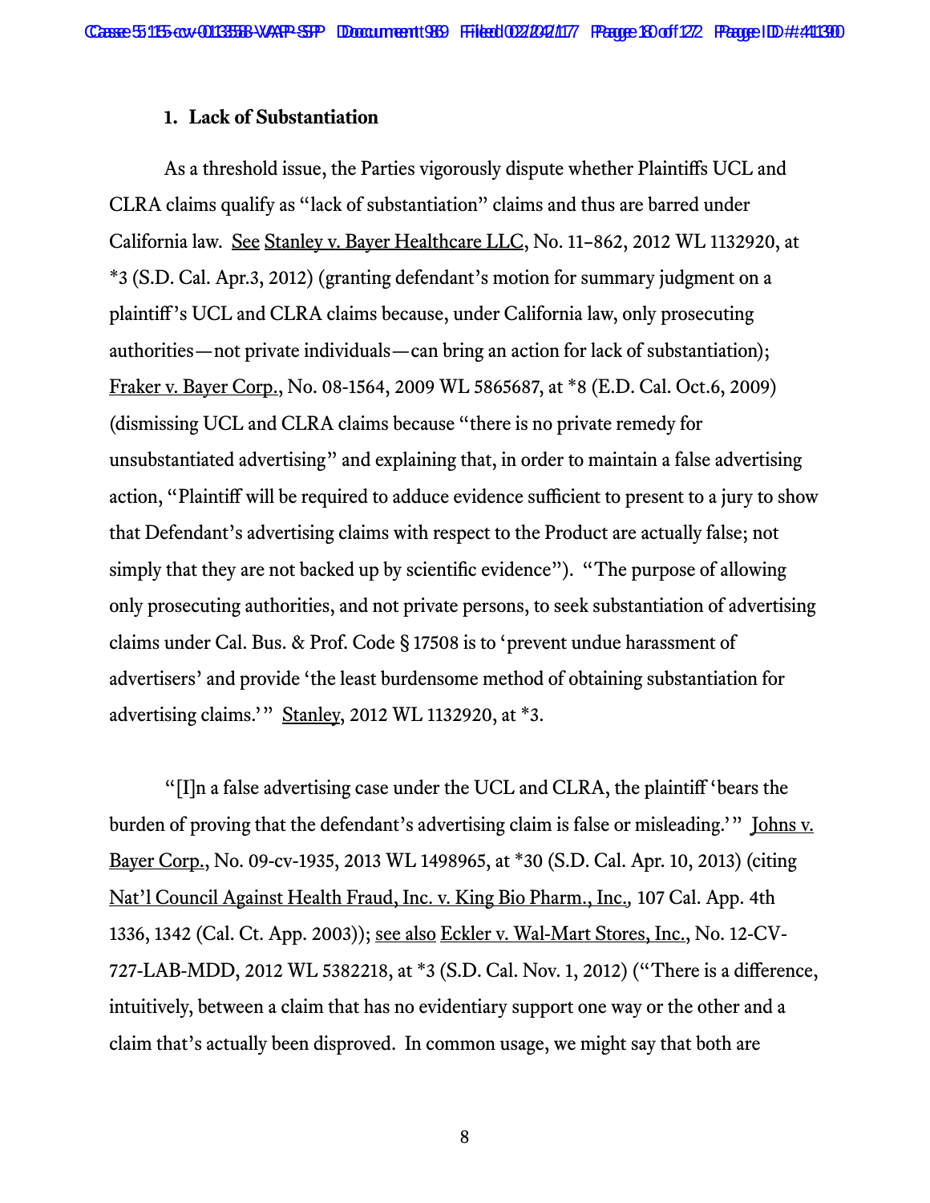### 1. Lack of Substantiation

As a threshold issue, the Parties vigorously dispute whether Plaintiffs UCL and CLRA claims qualify as "lack of substantiation" claims and thus are barred under California law. See Stanley v. Bayer Healthcare LLC, No. 11–862, 2012 WL 1132920, at *3 (S.D. Cal. Apr.3, 2012) (granting defendant's motion for summary judgment on a plaintiff's UCL and CLRA claims because, under California law, only prosecuting authorities—not private individuals—can bring an action for lack of substantiation); Fraker v. Bayer Corp., No. 08-1564, 2009 WL 5865687, at *8 (E.D. Cal. Oct.6, 2009) (dismissing UCL and CLRA claims because "there is no private remedy for unsubstantiated advertising" and explaining that, in order to maintain a false advertising action, "Plaintiff will be required to adduce evidence sufficient to present to a jury to show that Defendant's advertising claims with respect to the Product are actually false; not simply that they are not backed up by scientific evidence"). "The purpose of allowing only prosecuting authorities, and not private persons, to seek substantiation of advertising claims under Cal. Bus. & Prof. Code § 17508 is to 'prevent undue harassment of advertisers' and provide 'the least burdensome method of obtaining substantiation for advertising claims.'" Stanley, 2012 WL 1132920, at *3.

"[I]n a false advertising case under the UCL and CLRA, the plaintiff 'bears the burden of proving that the defendant's advertising claim is false or misleading.'" Johns v. Bayer Corp., No. 09-cv-1935, 2013 WL 1498965, at *30 (S.D. Cal. Apr. 10, 2013) (citing Nat'l Council Against Health Fraud, Inc. v. King Bio Pharm., Inc., 107 Cal. App. 4th 1336, 1342 (Cal. Ct. App. 2003)); see also Eckler v. Wal-Mart Stores, Inc., No. 12-CV-727-LAB-MDD, 2012 WL 5382218, at *3 (S.D. Cal. Nov. 1, 2012) ("There is a difference, intuitively, between a claim that has no evidentiary support one way or the other and a claim that's actually been disproved. In common usage, we might say that both are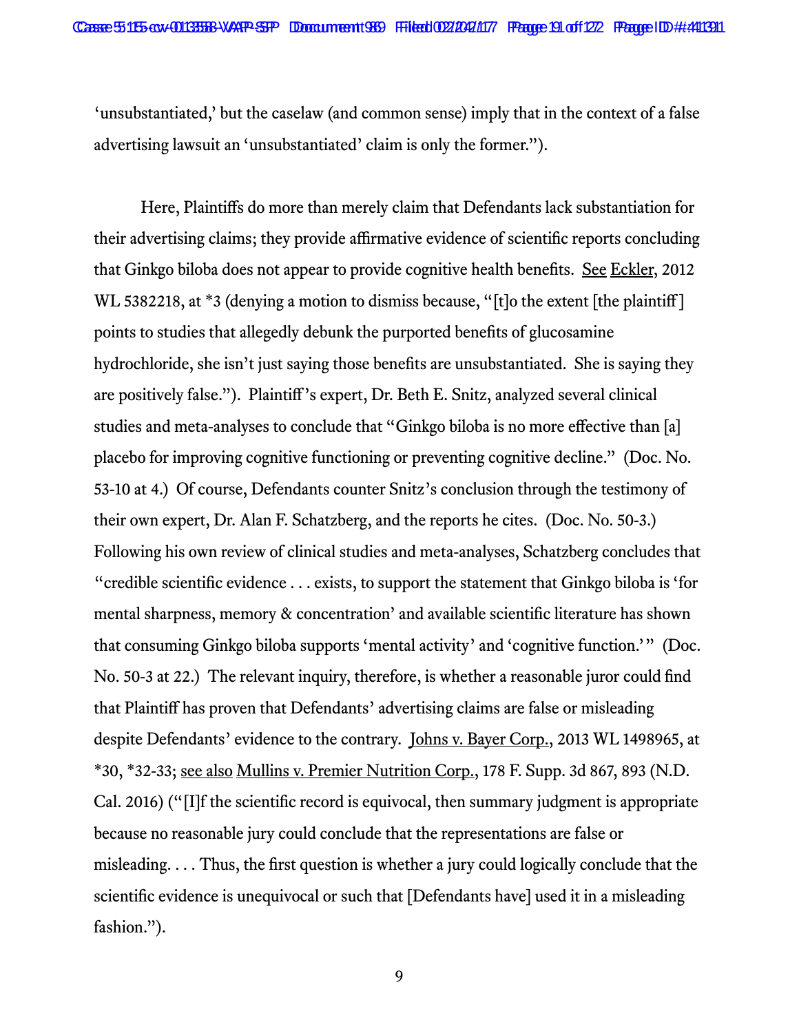'unsubstantiated,' but the caselaw (and common sense) imply that in the context of a false advertising lawsuit an 'unsubstantiated' claim is only the former.").

Here, Plaintiffs do more than merely claim that Defendants lack substantiation for their advertising claims; they provide affirmative evidence of scientific reports concluding that Ginkgo biloba does not appear to provide cognitive health benefits. See Eckler, 2012 WL 5382218, at *3 (denying a motion to dismiss because, "[t]o the extent [the plaintiff] points to studies that allegedly debunk the purported benefits of glucosamine hydrochloride, she isn't just saying those benefits are unsubstantiated. She is saying they are positively false."). Plaintiff's expert, Dr. Beth E. Snitz, analyzed several clinical studies and meta-analyses to conclude that "Ginkgo biloba is no more effective than [a] placebo for improving cognitive functioning or preventing cognitive decline." (Doc. No. 53-10 at 4.) Of course, Defendants counter Snitz's conclusion through the testimony of their own expert, Dr. Alan F. Schatzberg, and the reports he cites. (Doc. No. 50-3.) Following his own review of clinical studies and meta-analyses, Schatzberg concludes that "credible scientific evidence . . . exists, to support the statement that Ginkgo biloba is 'for mental sharpness, memory & concentration' and available scientific literature has shown that consuming Ginkgo biloba supports 'mental activity' and 'cognitive function.'" (Doc. No. 50-3 at 22.) The relevant inquiry, therefore, is whether a reasonable juror could find that Plaintiff has proven that Defendants' advertising claims are false or misleading despite Defendants' evidence to the contrary. Johns v. Bayer Corp., 2013 WL 1498965, at *30, *32-33; see also Mullins v. Premier Nutrition Corp., 178 F. Supp. 3d 867, 893 (N.D. Cal. 2016) ("[I]f the scientific record is equivocal, then summary judgment is appropriate because no reasonable jury could conclude that the representations are false or misleading. . . . Thus, the first question is whether a jury could logically conclude that the scientific evidence is unequivocal or such that [Defendants have] used it in a misleading fashion.").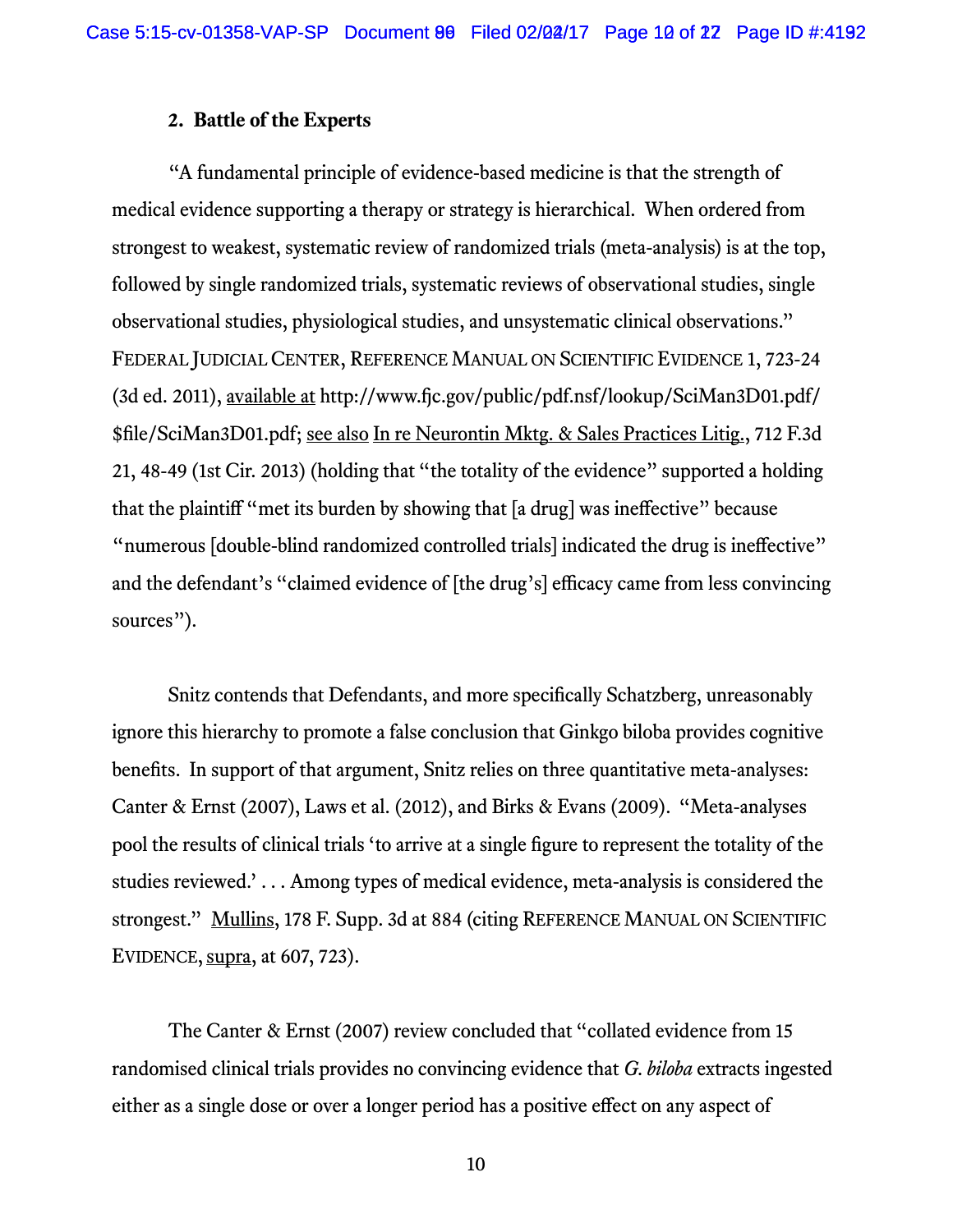### 2. Battle of the Experts

"A fundamental principle of evidence-based medicine is that the strength of medical evidence supporting a therapy or strategy is hierarchical. When ordered from strongest to weakest, systematic review of randomized trials (meta-analysis) is at the top, followed by single randomized trials, systematic reviews of observational studies, single observational studies, physiological studies, and unsystematic clinical observations." FEDERAL JUDICIAL CENTER, REFERENCE MANUAL ON SCIENTIFIC EVIDENCE 1, 723-24 (3d ed. 2011), available at http://www.fjc.gov/public/pdf.nsf/lookup/SciMan3D01.pdf/$file/SciMan3D01.pdf; see also In re Neurontin Mktg. & Sales Practices Litig., 712 F.3d 21, 48-49 (1st Cir. 2013) (holding that "the totality of the evidence" supported a holding that the plaintiff "met its burden by showing that [a drug] was ineffective" because "numerous [double-blind randomized controlled trials] indicated the drug is ineffective" and the defendant's "claimed evidence of [the drug's] efficacy came from less convincing sources").

Snitz contends that Defendants, and more specifically Schatzberg, unreasonably ignore this hierarchy to promote a false conclusion that Ginkgo biloba provides cognitive benefits. In support of that argument, Snitz relies on three quantitative meta-analyses: Canter & Ernst (2007), Laws et al. (2012), and Birks & Evans (2009). "Meta-analyses pool the results of clinical trials 'to arrive at a single figure to represent the totality of the studies reviewed.' . . . Among types of medical evidence, meta-analysis is considered the strongest." Mullins, 178 F. Supp. 3d at 884 (citing REFERENCE MANUAL ON SCIENTIFIC EVIDENCE, supra, at 607, 723).

The Canter & Ernst (2007) review concluded that "collated evidence from 15 randomised clinical trials provides no convincing evidence that *G. biloba* extracts ingested either as a single dose or over a longer period has a positive effect on any aspect of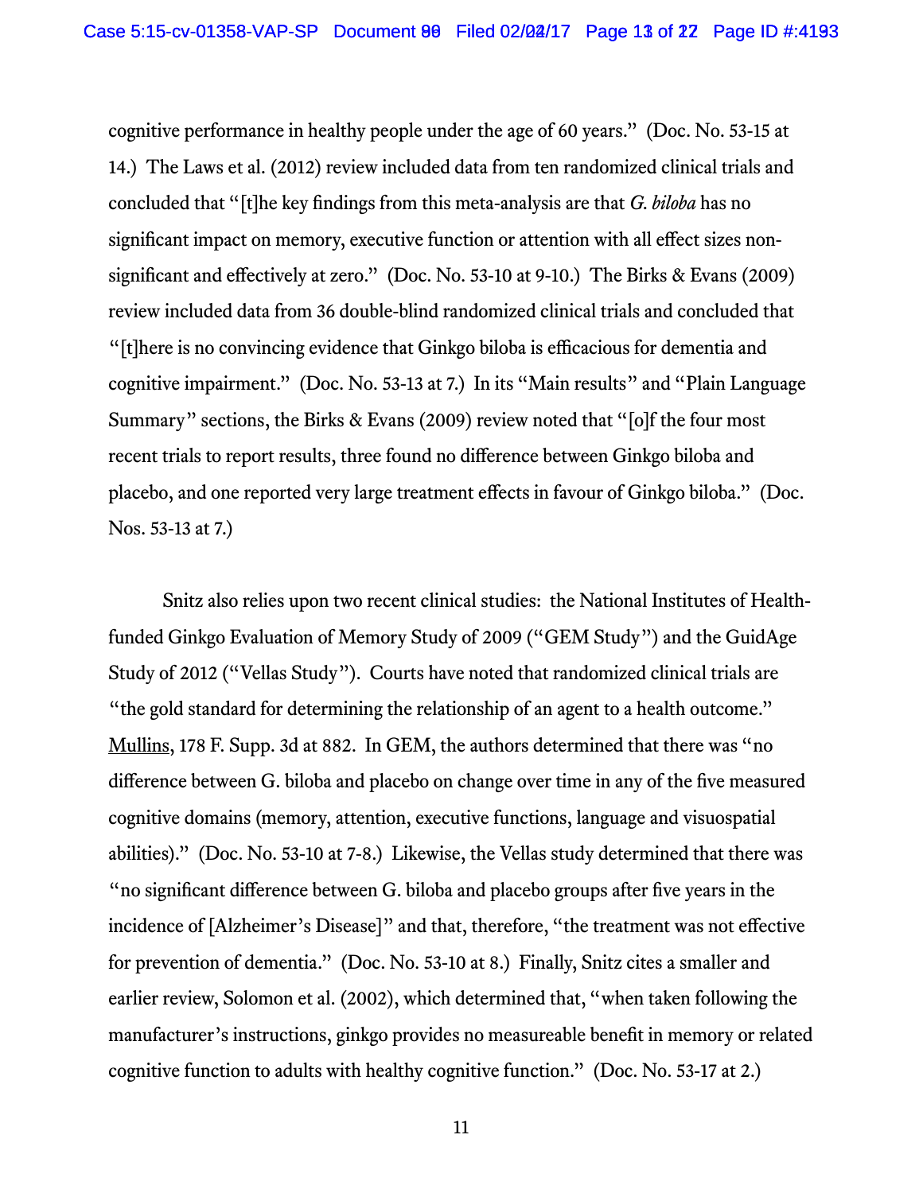cognitive performance in healthy people under the age of 60 years." (Doc. No. 53-15 at 14.) The Laws et al. (2012) review included data from ten randomized clinical trials and concluded that "[t]he key findings from this meta-analysis are that *G. biloba* has no significant impact on memory, executive function or attention with all effect sizes non-significant and effectively at zero." (Doc. No. 53-10 at 9-10.) The Birks & Evans (2009) review included data from 36 double-blind randomized clinical trials and concluded that "[t]here is no convincing evidence that Ginkgo biloba is efficacious for dementia and cognitive impairment." (Doc. No. 53-13 at 7.) In its "Main results" and "Plain Language Summary" sections, the Birks & Evans (2009) review noted that "[o]f the four most recent trials to report results, three found no difference between Ginkgo biloba and placebo, and one reported very large treatment effects in favour of Ginkgo biloba." (Doc. Nos. 53-13 at 7.)

Snitz also relies upon two recent clinical studies: the National Institutes of Health-funded Ginkgo Evaluation of Memory Study of 2009 ("GEM Study") and the GuidAge Study of 2012 ("Vellas Study"). Courts have noted that randomized clinical trials are "the gold standard for determining the relationship of an agent to a health outcome." Mullins, 178 F. Supp. 3d at 882. In GEM, the authors determined that there was "no difference between G. biloba and placebo on change over time in any of the five measured cognitive domains (memory, attention, executive functions, language and visuospatial abilities)." (Doc. No. 53-10 at 7-8.) Likewise, the Vellas study determined that there was "no significant difference between G. biloba and placebo groups after five years in the incidence of [Alzheimer's Disease]" and that, therefore, "the treatment was not effective for prevention of dementia." (Doc. No. 53-10 at 8.) Finally, Snitz cites a smaller and earlier review, Solomon et al. (2002), which determined that, "when taken following the manufacturer's instructions, ginkgo provides no measureable benefit in memory or related cognitive function to adults with healthy cognitive function." (Doc. No. 53-17 at 2.)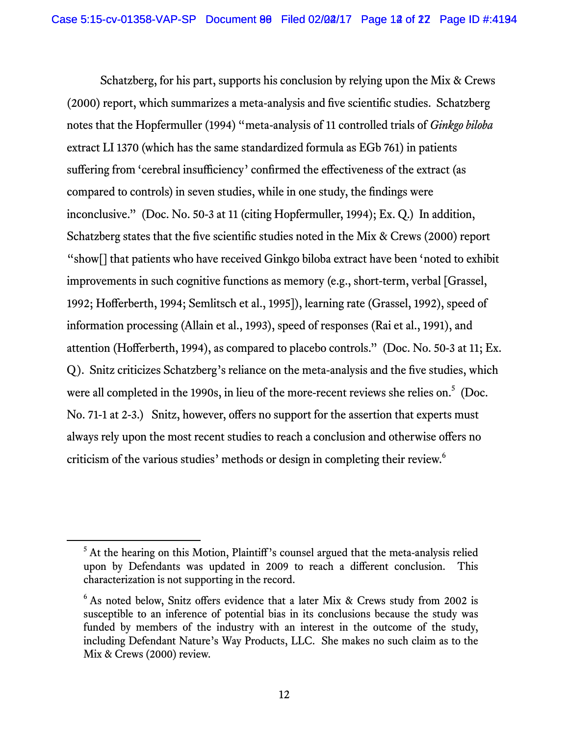Schatzberg, for his part, supports his conclusion by relying upon the Mix & Crews (2000) report, which summarizes a meta-analysis and five scientific studies. Schatzberg notes that the Hopfermuller (1994) "meta-analysis of 11 controlled trials of *Ginkgo biloba* extract LI 1370 (which has the same standardized formula as EGb 761) in patients suffering from 'cerebral insufficiency' confirmed the effectiveness of the extract (as compared to controls) in seven studies, while in one study, the findings were inconclusive." (Doc. No. 50-3 at 11 (citing Hopfermuller, 1994); Ex. Q.) In addition, Schatzberg states that the five scientific studies noted in the Mix & Crews (2000) report "show[] that patients who have received Ginkgo biloba extract have been 'noted to exhibit improvements in such cognitive functions as memory (e.g., short-term, verbal [Grassel, 1992; Hofferberth, 1994; Semlitsch et al., 1995]), learning rate (Grassel, 1992), speed of information processing (Allain et al., 1993), speed of responses (Rai et al., 1991), and attention (Hofferberth, 1994), as compared to placebo controls." (Doc. No. 50-3 at 11; Ex. Q). Snitz criticizes Schatzberg's reliance on the meta-analysis and the five studies, which were all completed in the 1990s, in lieu of the more-recent reviews she relies on.[5] (Doc. No. 71-1 at 2-3.) Snitz, however, offers no support for the assertion that experts must always rely upon the most recent studies to reach a conclusion and otherwise offers no criticism of the various studies' methods or design in completing their review.[6]

[5] At the hearing on this Motion, Plaintiff's counsel argued that the meta-analysis relied upon by Defendants was updated in 2009 to reach a different conclusion. This characterization is not supporting in the record.

[6] As noted below, Snitz offers evidence that a later Mix & Crews study from 2002 is susceptible to an inference of potential bias in its conclusions because the study was funded by members of the industry with an interest in the outcome of the study, including Defendant Nature's Way Products, LLC. She makes no such claim as to the Mix & Crews (2000) review.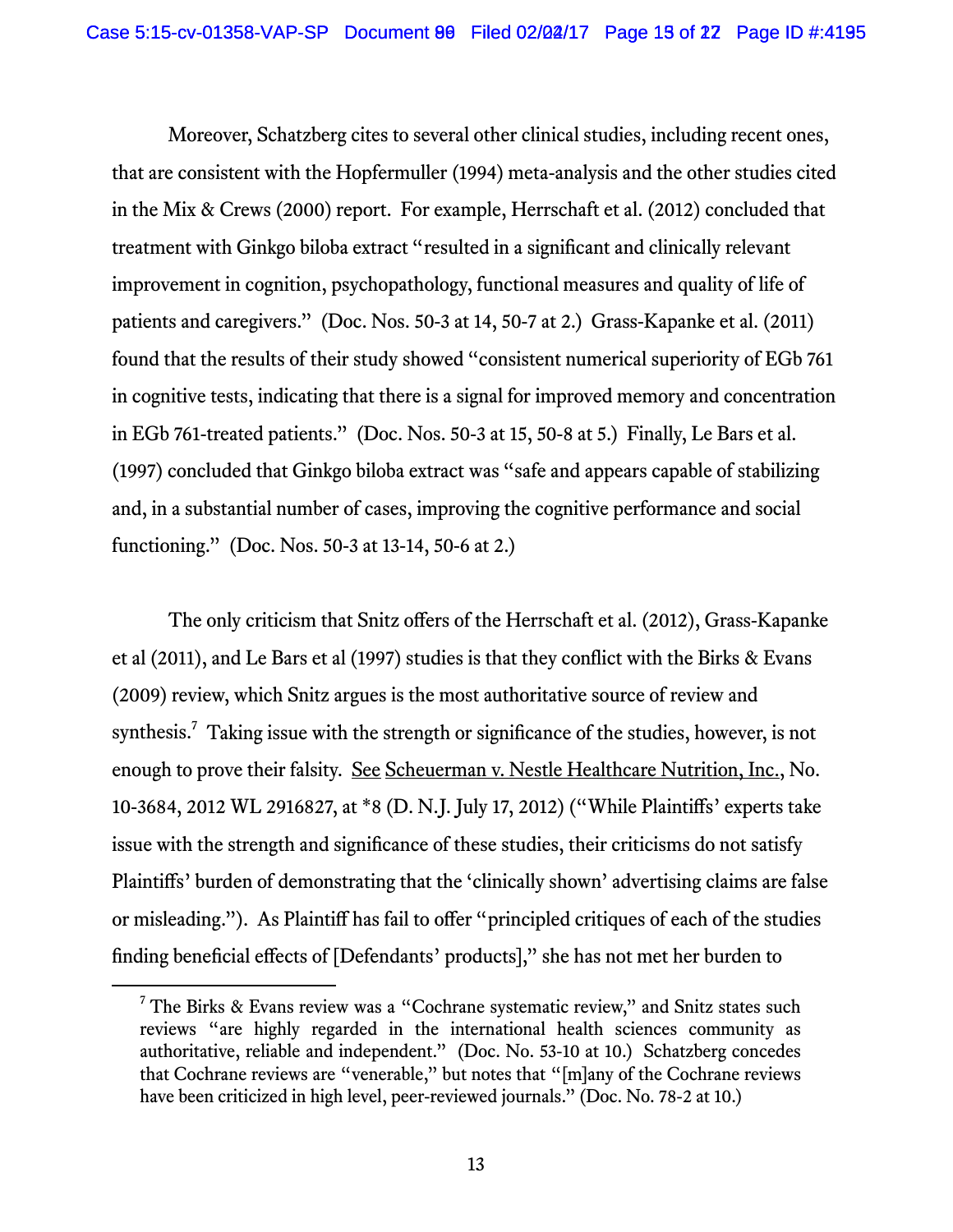Moreover, Schatzberg cites to several other clinical studies, including recent ones, that are consistent with the Hopfermuller (1994) meta-analysis and the other studies cited in the Mix & Crews (2000) report. For example, Herrschaft et al. (2012) concluded that treatment with Ginkgo biloba extract "resulted in a significant and clinically relevant improvement in cognition, psychopathology, functional measures and quality of life of patients and caregivers." (Doc. Nos. 50-3 at 14, 50-7 at 2.) Grass-Kapanke et al. (2011) found that the results of their study showed "consistent numerical superiority of EGb 761 in cognitive tests, indicating that there is a signal for improved memory and concentration in EGb 761-treated patients." (Doc. Nos. 50-3 at 15, 50-8 at 5.) Finally, Le Bars et al. (1997) concluded that Ginkgo biloba extract was "safe and appears capable of stabilizing and, in a substantial number of cases, improving the cognitive performance and social functioning." (Doc. Nos. 50-3 at 13-14, 50-6 at 2.)

The only criticism that Snitz offers of the Herrschaft et al. (2012), Grass-Kapanke et al (2011), and Le Bars et al (1997) studies is that they conflict with the Birks & Evans (2009) review, which Snitz argues is the most authoritative source of review and synthesis.[7] Taking issue with the strength or significance of the studies, however, is not enough to prove their falsity. See Scheuerman v. Nestle Healthcare Nutrition, Inc., No. 10-3684, 2012 WL 2916827, at *8 (D. N.J. July 17, 2012) ("While Plaintiffs' experts take issue with the strength and significance of these studies, their criticisms do not satisfy Plaintiffs' burden of demonstrating that the 'clinically shown' advertising claims are false or misleading."). As Plaintiff has fail to offer "principled critiques of each of the studies finding beneficial effects of [Defendants' products]," she has not met her burden to

[7] The Birks & Evans review was a "Cochrane systematic review," and Snitz states such reviews "are highly regarded in the international health sciences community as authoritative, reliable and independent." (Doc. No. 53-10 at 10.) Schatzberg concedes that Cochrane reviews are "venerable," but notes that "[m]any of the Cochrane reviews have been criticized in high level, peer-reviewed journals." (Doc. No. 78-2 at 10.)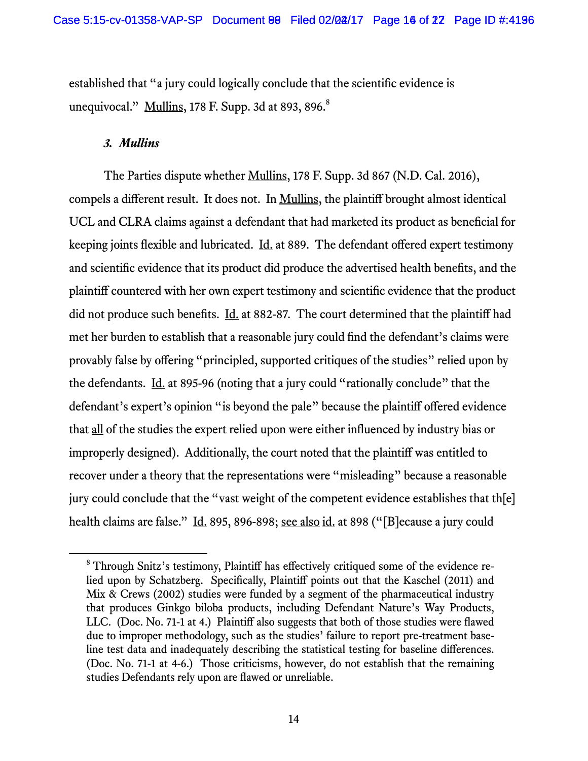established that "a jury could logically conclude that the scientific evidence is unequivocal." Mullins, 178 F. Supp. 3d at 893, 896.[8]

### *3. Mullins*

The Parties dispute whether Mullins, 178 F. Supp. 3d 867 (N.D. Cal. 2016), compels a different result. It does not. In Mullins, the plaintiff brought almost identical UCL and CLRA claims against a defendant that had marketed its product as beneficial for keeping joints flexible and lubricated. Id. at 889. The defendant offered expert testimony and scientific evidence that its product did produce the advertised health benefits, and the plaintiff countered with her own expert testimony and scientific evidence that the product did not produce such benefits. Id. at 882-87. The court determined that the plaintiff had met her burden to establish that a reasonable jury could find the defendant's claims were provably false by offering "principled, supported critiques of the studies" relied upon by the defendants. Id. at 895-96 (noting that a jury could "rationally conclude" that the defendant's expert's opinion "is beyond the pale" because the plaintiff offered evidence that all of the studies the expert relied upon were either influenced by industry bias or improperly designed). Additionally, the court noted that the plaintiff was entitled to recover under a theory that the representations were "misleading" because a reasonable jury could conclude that the "vast weight of the competent evidence establishes that th[e] health claims are false." Id. 895, 896-898; see also id. at 898 ("[B]ecause a jury could

---

[8] Through Snitz's testimony, Plaintiff has effectively critiqued some of the evidence relied upon by Schatzberg. Specifically, Plaintiff points out that the Kaschel (2011) and Mix & Crews (2002) studies were funded by a segment of the pharmaceutical industry that produces Ginkgo biloba products, including Defendant Nature's Way Products, LLC. (Doc. No. 71-1 at 4.) Plaintiff also suggests that both of those studies were flawed due to improper methodology, such as the studies' failure to report pre-treatment baseline test data and inadequately describing the statistical testing for baseline differences. (Doc. No. 71-1 at 4-6.) Those criticisms, however, do not establish that the remaining studies Defendants rely upon are flawed or unreliable.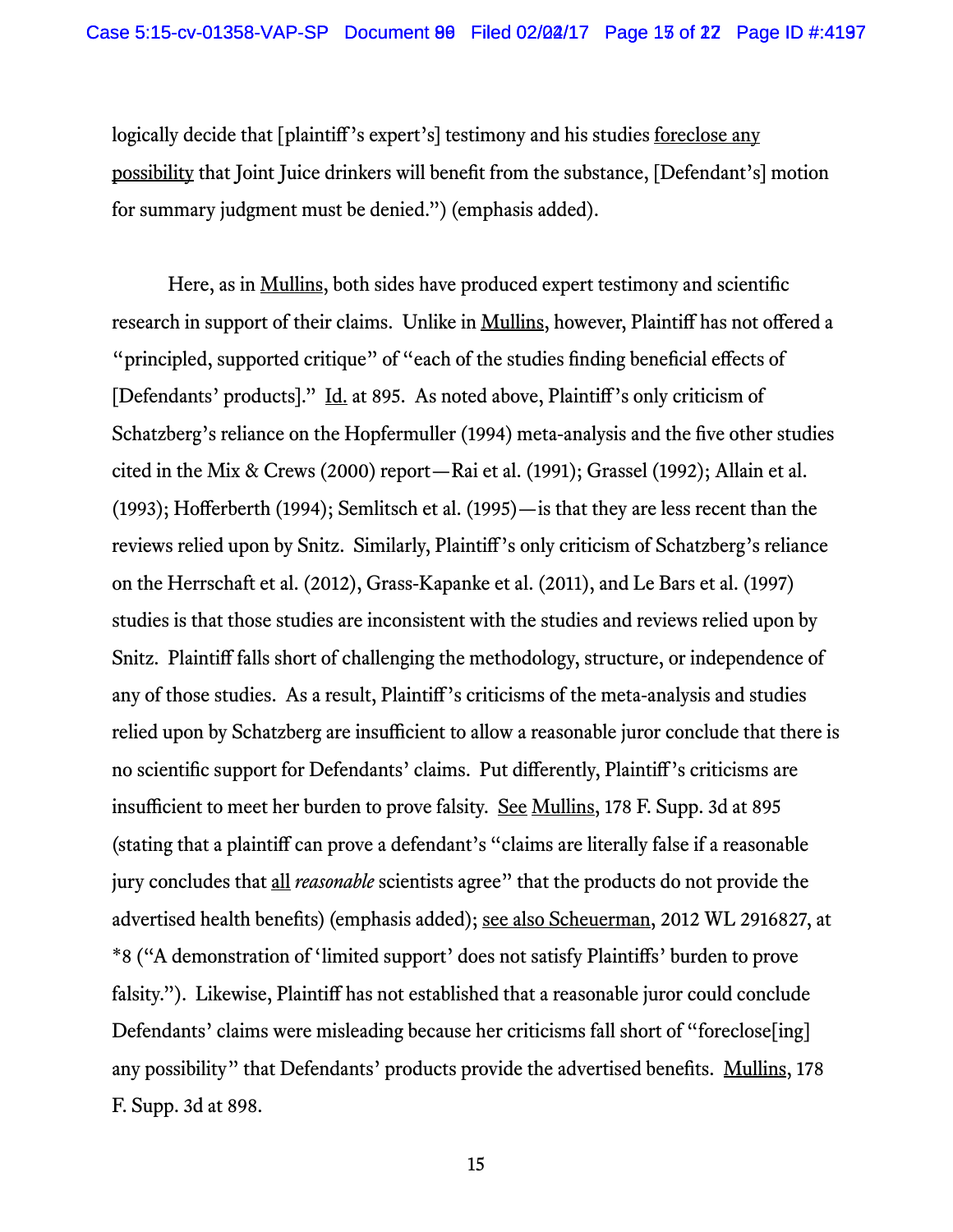logically decide that [plaintiff's expert's] testimony and his studies foreclose any possibility that Joint Juice drinkers will benefit from the substance, [Defendant's] motion for summary judgment must be denied.") (emphasis added).

Here, as in Mullins, both sides have produced expert testimony and scientific research in support of their claims. Unlike in Mullins, however, Plaintiff has not offered a "principled, supported critique" of "each of the studies finding beneficial effects of [Defendants' products]." Id. at 895. As noted above, Plaintiff's only criticism of Schatzberg's reliance on the Hopfermuller (1994) meta-analysis and the five other studies cited in the Mix & Crews (2000) report—Rai et al. (1991); Grassel (1992); Allain et al. (1993); Hofferberth (1994); Semlitsch et al. (1995)—is that they are less recent than the reviews relied upon by Snitz. Similarly, Plaintiff's only criticism of Schatzberg's reliance on the Herrschaft et al. (2012), Grass-Kapanke et al. (2011), and Le Bars et al. (1997) studies is that those studies are inconsistent with the studies and reviews relied upon by Snitz. Plaintiff falls short of challenging the methodology, structure, or independence of any of those studies. As a result, Plaintiff's criticisms of the meta-analysis and studies relied upon by Schatzberg are insufficient to allow a reasonable juror conclude that there is no scientific support for Defendants' claims. Put differently, Plaintiff's criticisms are insufficient to meet her burden to prove falsity. See Mullins, 178 F. Supp. 3d at 895 (stating that a plaintiff can prove a defendant's "claims are literally false if a reasonable jury concludes that all *reasonable* scientists agree" that the products do not provide the advertised health benefits) (emphasis added); see also Scheuerman, 2012 WL 2916827, at *8 ("A demonstration of 'limited support' does not satisfy Plaintiffs' burden to prove falsity."). Likewise, Plaintiff has not established that a reasonable juror could conclude Defendants' claims were misleading because her criticisms fall short of "foreclose[ing] any possibility" that Defendants' products provide the advertised benefits. Mullins, 178 F. Supp. 3d at 898.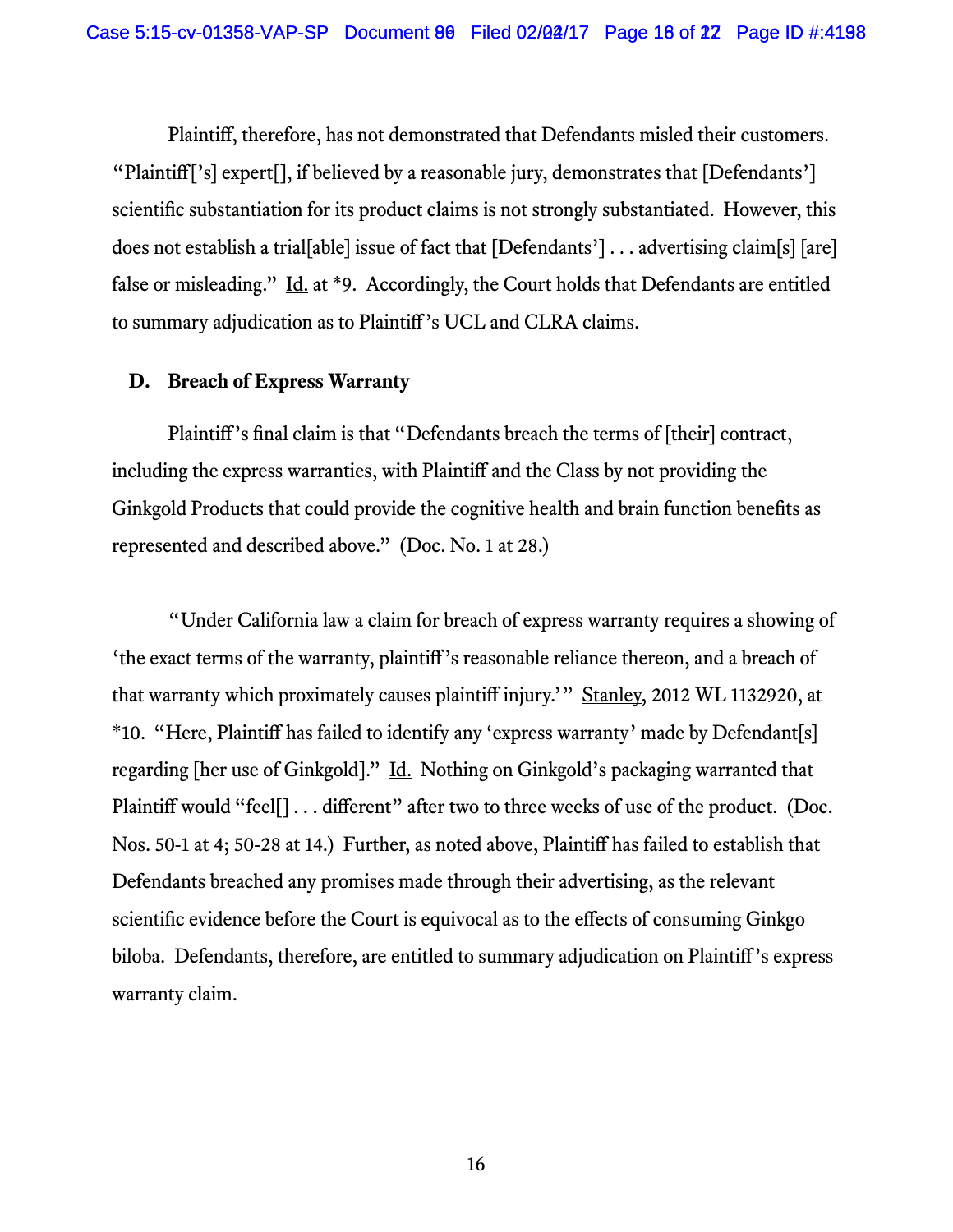Plaintiff, therefore, has not demonstrated that Defendants misled their customers. "Plaintiff['s] expert[], if believed by a reasonable jury, demonstrates that [Defendants'] scientific substantiation for its product claims is not strongly substantiated. However, this does not establish a trial[able] issue of fact that [Defendants'] . . . advertising claim[s] [are] false or misleading." Id. at *9. Accordingly, the Court holds that Defendants are entitled to summary adjudication as to Plaintiff's UCL and CLRA claims.

## D. Breach of Express Warranty

Plaintiff's final claim is that "Defendants breach the terms of [their] contract, including the express warranties, with Plaintiff and the Class by not providing the Ginkgold Products that could provide the cognitive health and brain function benefits as represented and described above." (Doc. No. 1 at 28.)

"Under California law a claim for breach of express warranty requires a showing of 'the exact terms of the warranty, plaintiff's reasonable reliance thereon, and a breach of that warranty which proximately causes plaintiff injury.'" Stanley, 2012 WL 1132920, at *10. "Here, Plaintiff has failed to identify any 'express warranty' made by Defendant[s] regarding [her use of Ginkgold]." Id. Nothing on Ginkgold's packaging warranted that Plaintiff would "feel[] . . . different" after two to three weeks of use of the product. (Doc. Nos. 50-1 at 4; 50-28 at 14.) Further, as noted above, Plaintiff has failed to establish that Defendants breached any promises made through their advertising, as the relevant scientific evidence before the Court is equivocal as to the effects of consuming Ginkgo biloba. Defendants, therefore, are entitled to summary adjudication on Plaintiff's express warranty claim.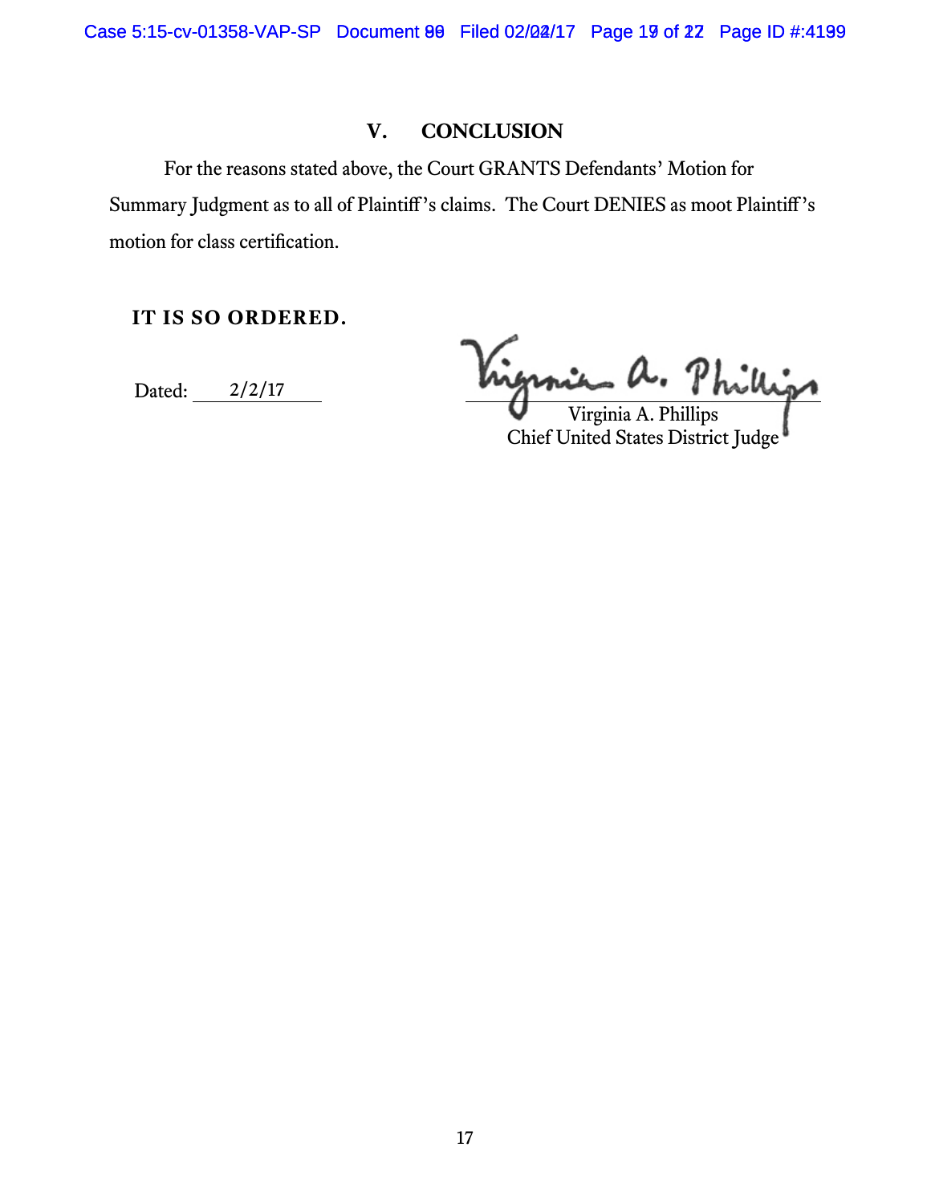## V. CONCLUSION

For the reasons stated above, the Court GRANTS Defendants' Motion for Summary Judgment as to all of Plaintiff's claims. The Court DENIES as moot Plaintiff's motion for class certification.

**IT IS SO ORDERED.**

Dated: 2/2/17

Virginia A. Phillips
Chief United States District Judge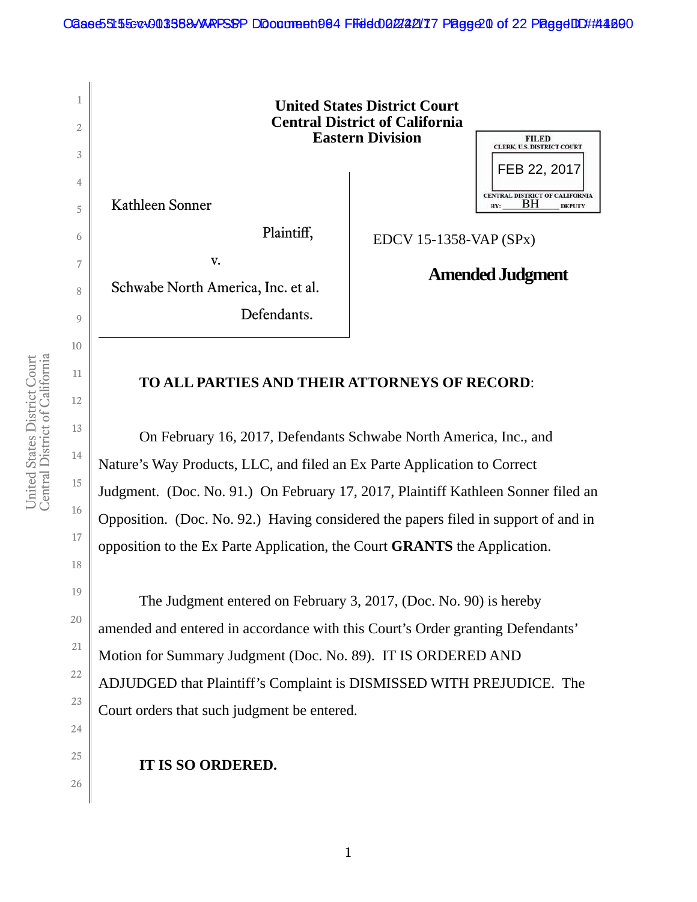**United States District Court**
**Central District of California**
**Eastern Division**

FILED
CLERK, U.S. DISTRICT COURT
FEB 22, 2017
CENTRAL DISTRICT OF CALIFORNIA
BY: BH DEPUTY

Kathleen Sonner

Plaintiff,

v.

Schwabe North America, Inc. et al.

Defendants.

EDCV 15-1358-VAP (SPx)

**Amended Judgment**

**TO ALL PARTIES AND THEIR ATTORNEYS OF RECORD**:

On February 16, 2017, Defendants Schwabe North America, Inc., and Nature's Way Products, LLC, and filed an Ex Parte Application to Correct Judgment. (Doc. No. 91.) On February 17, 2017, Plaintiff Kathleen Sonner filed an Opposition. (Doc. No. 92.) Having considered the papers filed in support of and in opposition to the Ex Parte Application, the Court **GRANTS** the Application.

The Judgment entered on February 3, 2017, (Doc. No. 90) is hereby amended and entered in accordance with this Court's Order granting Defendants' Motion for Summary Judgment (Doc. No. 89). IT IS ORDERED AND ADJUDGED that Plaintiff's Complaint is DISMISSED WITH PREJUDICE. The Court orders that such judgment be entered.

**IT IS SO ORDERED.**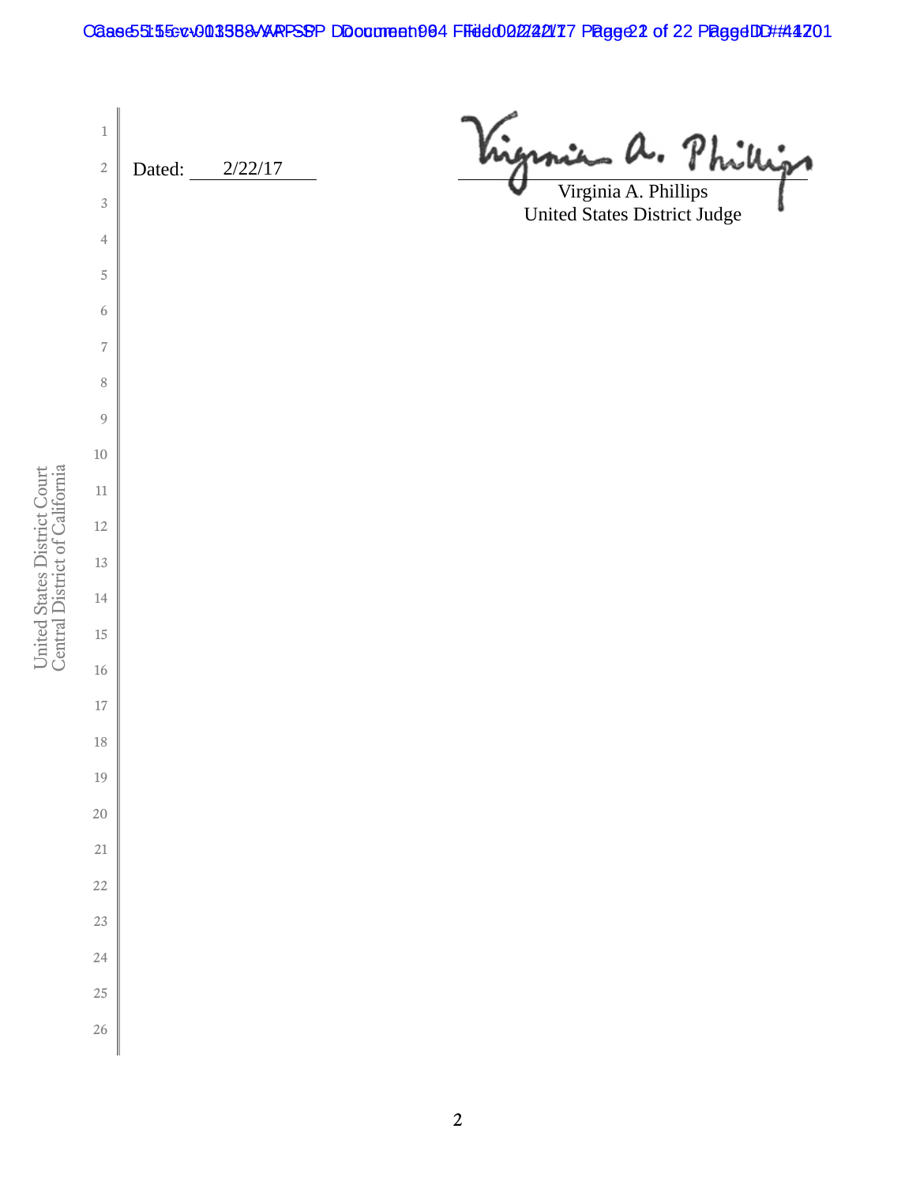Dated: 2/22/17

Virginia A. Phillips
United States District Judge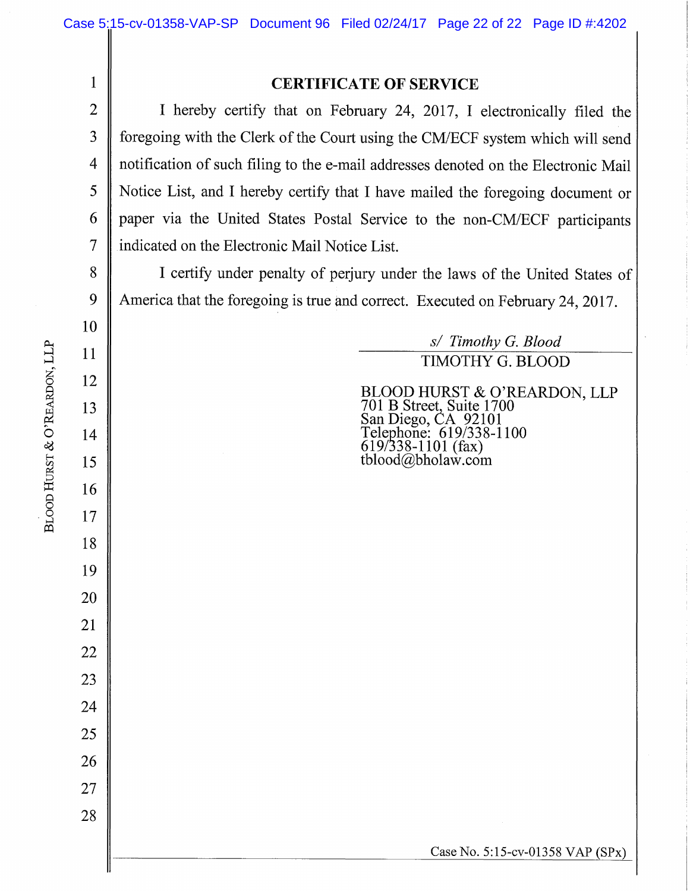## CERTIFICATE OF SERVICE

I hereby certify that on February 24, 2017, I electronically filed the foregoing with the Clerk of the Court using the CM/ECF system which will send notification of such filing to the e-mail addresses denoted on the Electronic Mail Notice List, and I hereby certify that I have mailed the foregoing document or paper via the United States Postal Service to the non-CM/ECF participants indicated on the Electronic Mail Notice List.

I certify under penalty of perjury under the laws of the United States of America that the foregoing is true and correct. Executed on February 24, 2017.

*s/ Timothy G. Blood*
TIMOTHY G. BLOOD

BLOOD HURST & O'REARDON, LLP
701 B Street, Suite 1700
San Diego, CA 92101
Telephone: 619/338-1100
619/338-1101 (fax)
tblood@bholaw.com